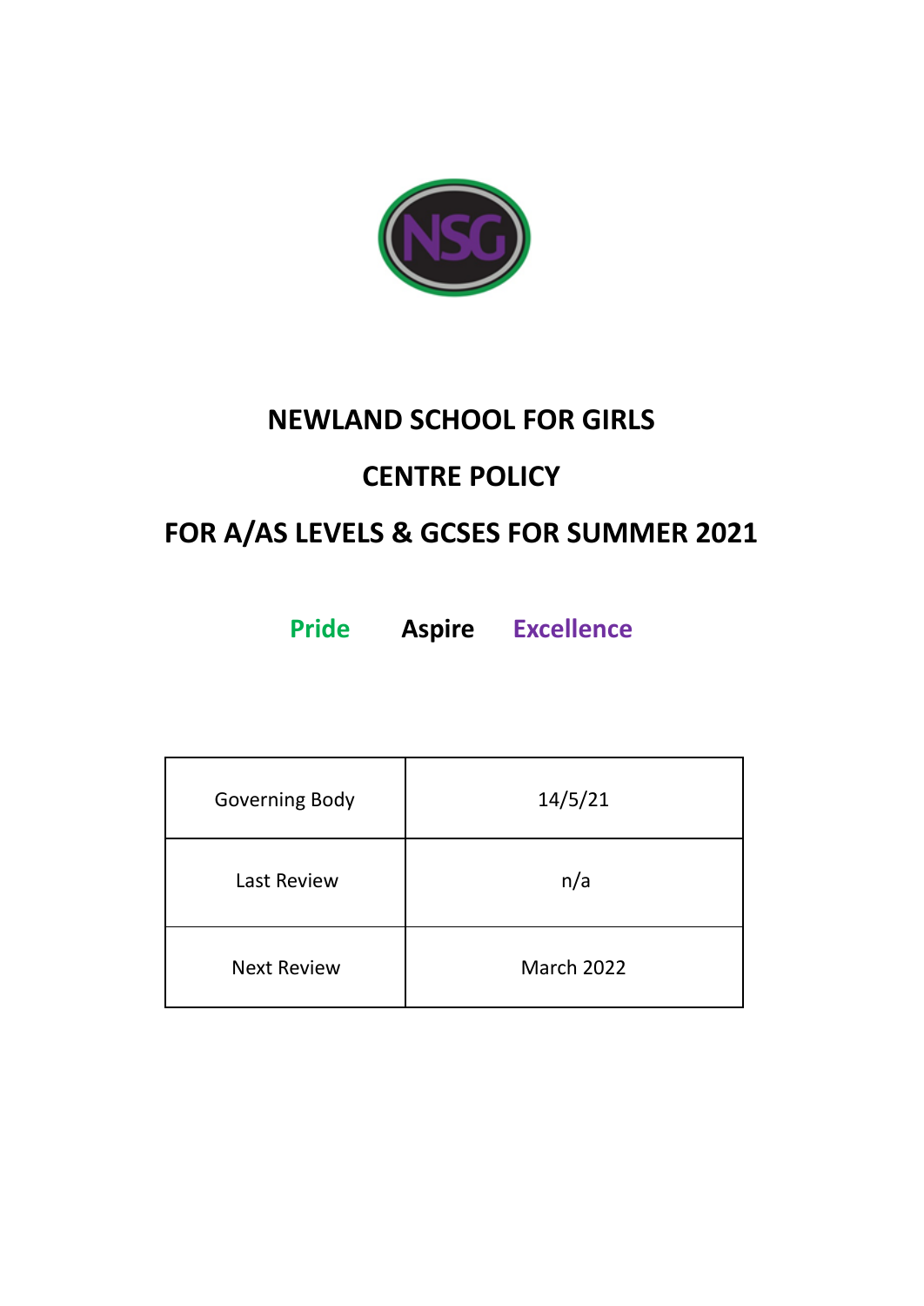NSG

# NEWLAND SCHOOL FOR GIRLS

# CENTRE POLICY

# FOR A/AS LEVELS & GCSES FOR SUMMER 2021

**Pride** **Aspire** **Excellence**

| | |
|---|---|
| Governing Body | 14/5/21 |
| Last Review | n/a |
| Next Review | March 2022 |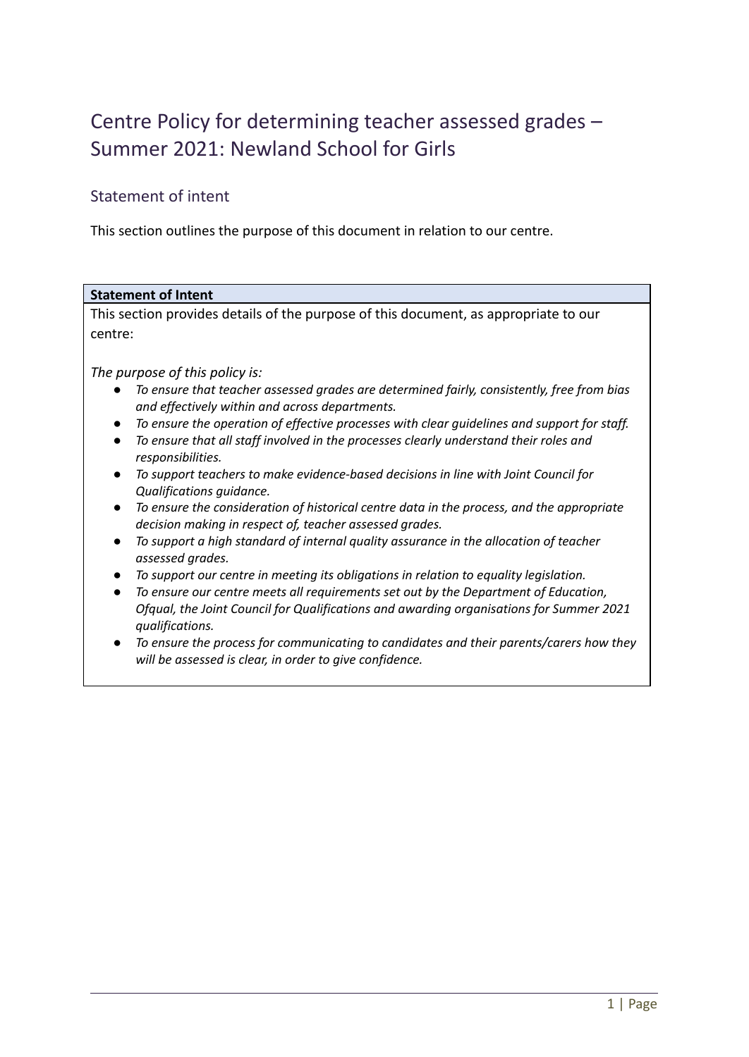# Centre Policy for determining teacher assessed grades – Summer 2021: Newland School for Girls

## Statement of intent

This section outlines the purpose of this document in relation to our centre.

| **Statement of Intent** |
| --- |
| This section provides details of the purpose of this document, as appropriate to our centre:<br><br>*The purpose of this policy is:*<br>● *To ensure that teacher assessed grades are determined fairly, consistently, free from bias and effectively within and across departments.*<br>● *To ensure the operation of effective processes with clear guidelines and support for staff.*<br>● *To ensure that all staff involved in the processes clearly understand their roles and responsibilities.*<br>● *To support teachers to make evidence-based decisions in line with Joint Council for Qualifications guidance.*<br>● *To ensure the consideration of historical centre data in the process, and the appropriate decision making in respect of, teacher assessed grades.*<br>● *To support a high standard of internal quality assurance in the allocation of teacher assessed grades.*<br>● *To support our centre in meeting its obligations in relation to equality legislation.*<br>● *To ensure our centre meets all requirements set out by the Department of Education, Ofqual, the Joint Council for Qualifications and awarding organisations for Summer 2021 qualifications.*<br>● *To ensure the process for communicating to candidates and their parents/carers how they will be assessed is clear, in order to give confidence.* |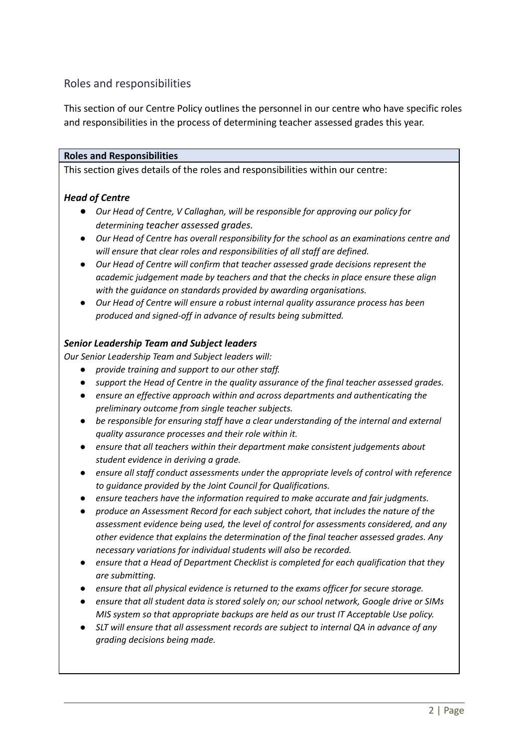## Roles and responsibilities

This section of our Centre Policy outlines the personnel in our centre who have specific roles and responsibilities in the process of determining teacher assessed grades this year.

**Roles and Responsibilities**

This section gives details of the roles and responsibilities within our centre:

### *Head of Centre*

- *Our Head of Centre, V Callaghan, will be responsible for approving our policy for determining teacher assessed grades.*
- *Our Head of Centre has overall responsibility for the school as an examinations centre and will ensure that clear roles and responsibilities of all staff are defined.*
- *Our Head of Centre will confirm that teacher assessed grade decisions represent the academic judgement made by teachers and that the checks in place ensure these align with the guidance on standards provided by awarding organisations.*
- *Our Head of Centre will ensure a robust internal quality assurance process has been produced and signed-off in advance of results being submitted.*

### *Senior Leadership Team and Subject leaders*

*Our Senior Leadership Team and Subject leaders will:*

- *provide training and support to our other staff.*
- *support the Head of Centre in the quality assurance of the final teacher assessed grades.*
- *ensure an effective approach within and across departments and authenticating the preliminary outcome from single teacher subjects.*
- *be responsible for ensuring staff have a clear understanding of the internal and external quality assurance processes and their role within it.*
- *ensure that all teachers within their department make consistent judgements about student evidence in deriving a grade.*
- *ensure all staff conduct assessments under the appropriate levels of control with reference to guidance provided by the Joint Council for Qualifications.*
- *ensure teachers have the information required to make accurate and fair judgments.*
- *produce an Assessment Record for each subject cohort, that includes the nature of the assessment evidence being used, the level of control for assessments considered, and any other evidence that explains the determination of the final teacher assessed grades. Any necessary variations for individual students will also be recorded.*
- *ensure that a Head of Department Checklist is completed for each qualification that they are submitting.*
- *ensure that all physical evidence is returned to the exams officer for secure storage.*
- *ensure that all student data is stored solely on; our school network, Google drive or SIMs MIS system so that appropriate backups are held as our trust IT Acceptable Use policy.*
- *SLT will ensure that all assessment records are subject to internal QA in advance of any grading decisions being made.*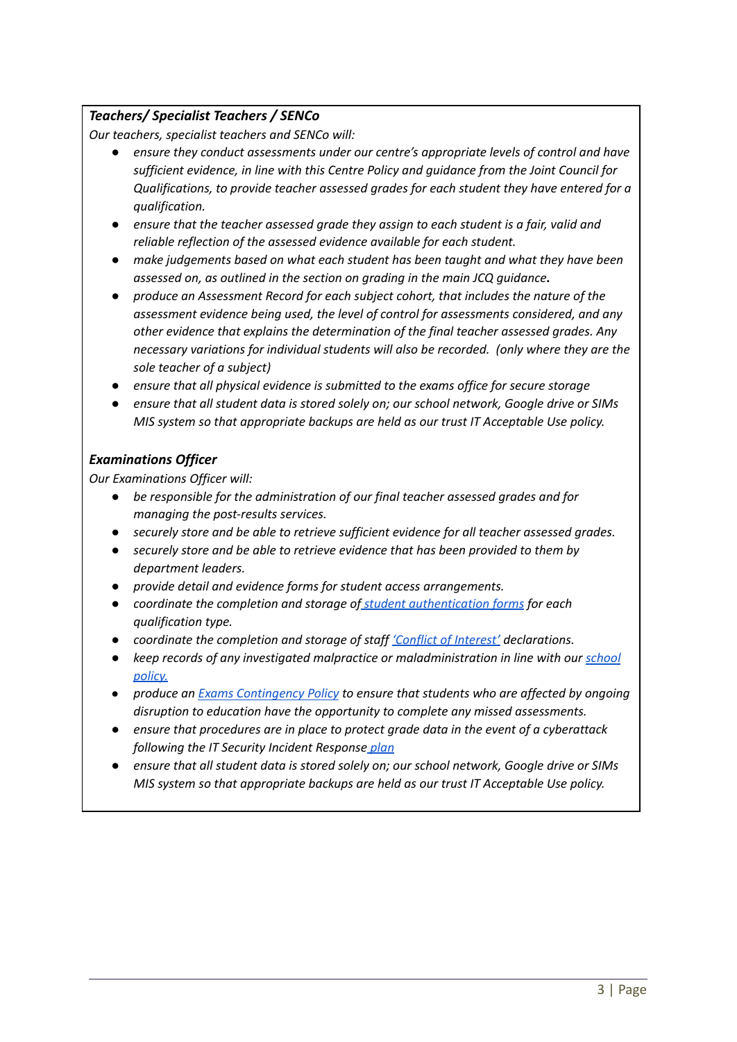***Teachers/ Specialist Teachers / SENCo***

*Our teachers, specialist teachers and SENCo will:*

- *ensure they conduct assessments under our centre's appropriate levels of control and have sufficient evidence, in line with this Centre Policy and guidance from the Joint Council for Qualifications, to provide teacher assessed grades for each student they have entered for a qualification.*
- *ensure that the teacher assessed grade they assign to each student is a fair, valid and reliable reflection of the assessed evidence available for each student.*
- *make judgements based on what each student has been taught and what they have been assessed on, as outlined in the section on grading in the main JCQ guidance.*
- *produce an Assessment Record for each subject cohort, that includes the nature of the assessment evidence being used, the level of control for assessments considered, and any other evidence that explains the determination of the final teacher assessed grades. Any necessary variations for individual students will also be recorded. (only where they are the sole teacher of a subject)*
- *ensure that all physical evidence is submitted to the exams office for secure storage*
- *ensure that all student data is stored solely on; our school network, Google drive or SIMs MIS system so that appropriate backups are held as our trust IT Acceptable Use policy.*

***Examinations Officer***

*Our Examinations Officer will:*

- *be responsible for the administration of our final teacher assessed grades and for managing the post-results services.*
- *securely store and be able to retrieve sufficient evidence for all teacher assessed grades.*
- *securely store and be able to retrieve evidence that has been provided to them by department leaders.*
- *provide detail and evidence forms for student access arrangements.*
- *coordinate the completion and storage of student authentication forms for each qualification type.*
- *coordinate the completion and storage of staff 'Conflict of Interest' declarations.*
- *keep records of any investigated malpractice or maladministration in line with our school policy.*
- *produce an Exams Contingency Policy to ensure that students who are affected by ongoing disruption to education have the opportunity to complete any missed assessments.*
- *ensure that procedures are in place to protect grade data in the event of a cyberattack following the IT Security Incident Response plan*
- *ensure that all student data is stored solely on; our school network, Google drive or SIMs MIS system so that appropriate backups are held as our trust IT Acceptable Use policy.*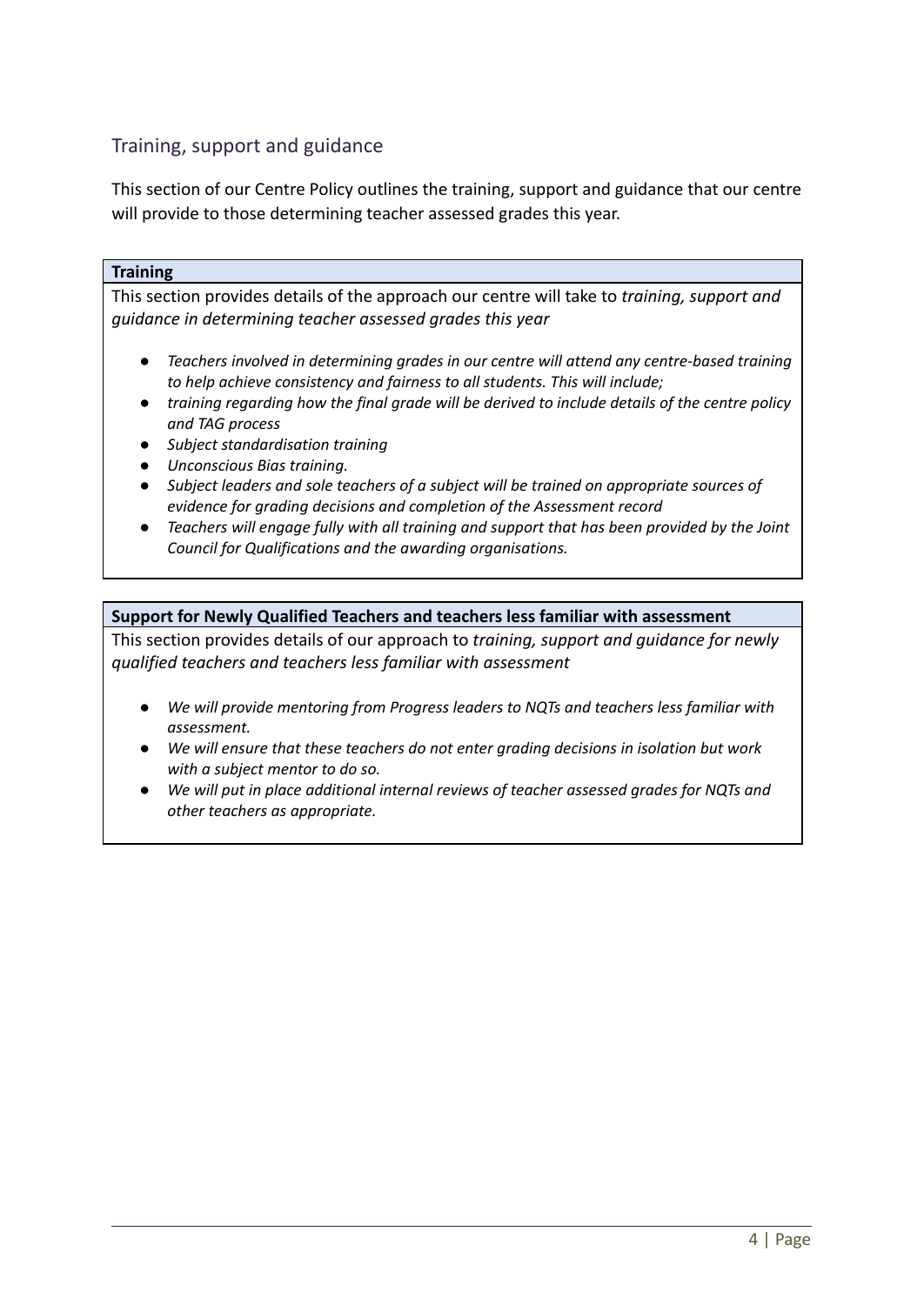## Training, support and guidance

This section of our Centre Policy outlines the training, support and guidance that our centre will provide to those determining teacher assessed grades this year.

**Training**

This section provides details of the approach our centre will take to *training, support and guidance in determining teacher assessed grades this year*

- *Teachers involved in determining grades in our centre will attend any centre-based training to help achieve consistency and fairness to all students. This will include;*
- *training regarding how the final grade will be derived to include details of the centre policy and TAG process*
- *Subject standardisation training*
- *Unconscious Bias training.*
- *Subject leaders and sole teachers of a subject will be trained on appropriate sources of evidence for grading decisions and completion of the Assessment record*
- *Teachers will engage fully with all training and support that has been provided by the Joint Council for Qualifications and the awarding organisations.*

**Support for Newly Qualified Teachers and teachers less familiar with assessment**

This section provides details of our approach to *training, support and guidance for newly qualified teachers and teachers less familiar with assessment*

- *We will provide mentoring from Progress leaders to NQTs and teachers less familiar with assessment.*
- *We will ensure that these teachers do not enter grading decisions in isolation but work with a subject mentor to do so.*
- *We will put in place additional internal reviews of teacher assessed grades for NQTs and other teachers as appropriate.*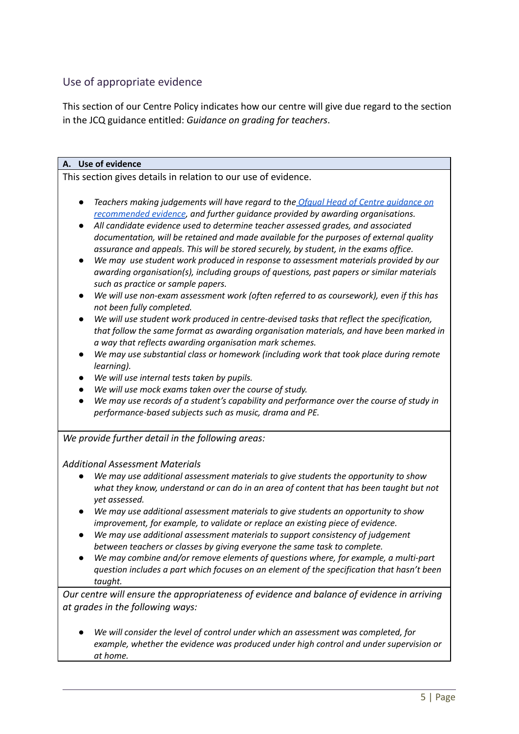## Use of appropriate evidence

This section of our Centre Policy indicates how our centre will give due regard to the section in the JCQ guidance entitled: *Guidance on grading for teachers*.

**A. Use of evidence**

This section gives details in relation to our use of evidence.

- *Teachers making judgements will have regard to the Ofqual Head of Centre guidance on recommended evidence, and further guidance provided by awarding organisations.*
- *All candidate evidence used to determine teacher assessed grades, and associated documentation, will be retained and made available for the purposes of external quality assurance and appeals. This will be stored securely, by student, in the exams office.*
- *We may use student work produced in response to assessment materials provided by our awarding organisation(s), including groups of questions, past papers or similar materials such as practice or sample papers.*
- *We will use non-exam assessment work (often referred to as coursework), even if this has not been fully completed.*
- *We will use student work produced in centre-devised tasks that reflect the specification, that follow the same format as awarding organisation materials, and have been marked in a way that reflects awarding organisation mark schemes.*
- *We may use substantial class or homework (including work that took place during remote learning).*
- *We will use internal tests taken by pupils.*
- *We will use mock exams taken over the course of study.*
- *We may use records of a student's capability and performance over the course of study in performance-based subjects such as music, drama and PE.*

*We provide further detail in the following areas:*

*Additional Assessment Materials*

- *We may use additional assessment materials to give students the opportunity to show what they know, understand or can do in an area of content that has been taught but not yet assessed.*
- *We may use additional assessment materials to give students an opportunity to show improvement, for example, to validate or replace an existing piece of evidence.*
- *We may use additional assessment materials to support consistency of judgement between teachers or classes by giving everyone the same task to complete.*
- *We may combine and/or remove elements of questions where, for example, a multi-part question includes a part which focuses on an element of the specification that hasn't been taught.*

*Our centre will ensure the appropriateness of evidence and balance of evidence in arriving at grades in the following ways:*

- *We will consider the level of control under which an assessment was completed, for example, whether the evidence was produced under high control and under supervision or at home.*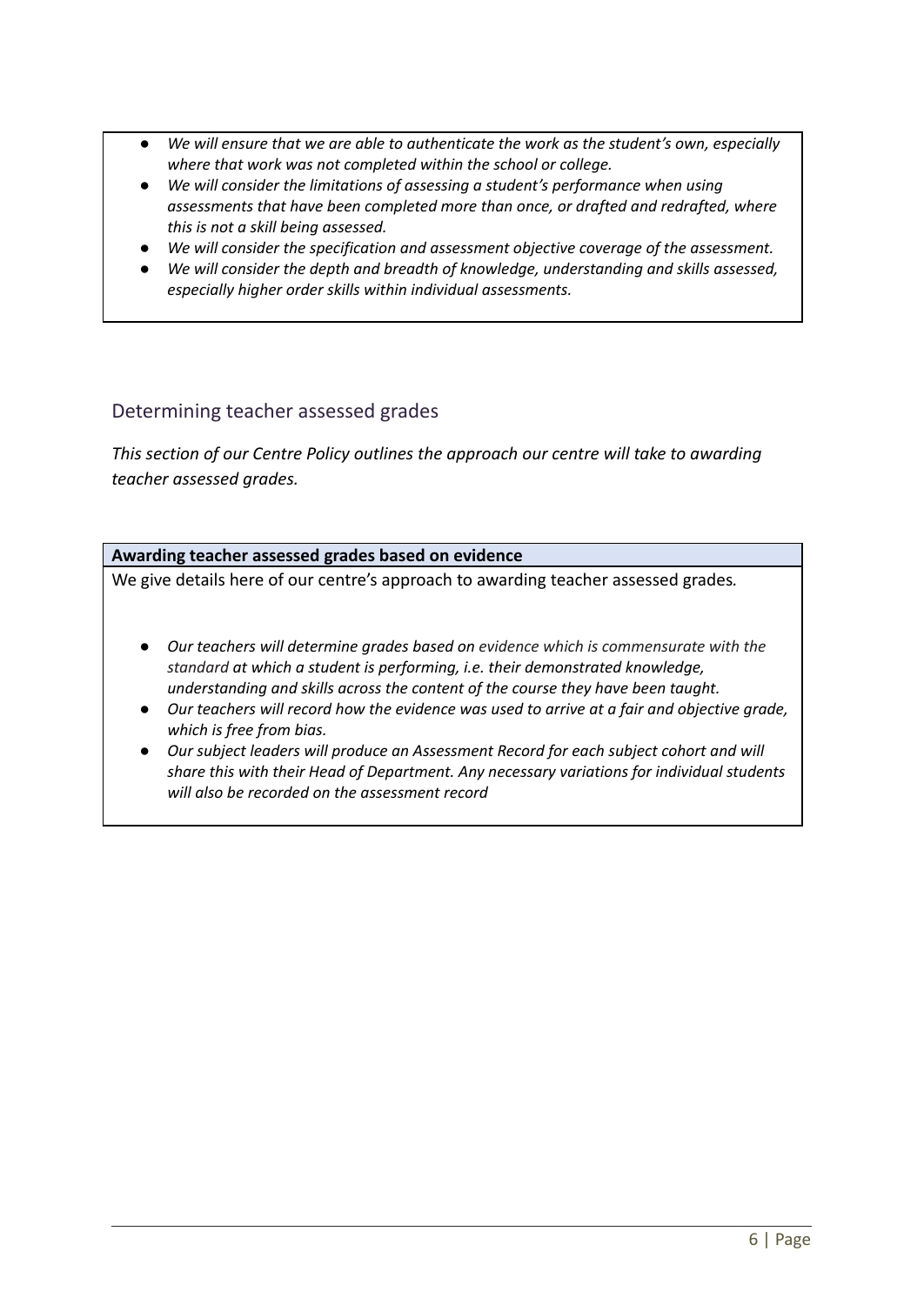- *We will ensure that we are able to authenticate the work as the student's own, especially where that work was not completed within the school or college.*
- *We will consider the limitations of assessing a student's performance when using assessments that have been completed more than once, or drafted and redrafted, where this is not a skill being assessed.*
- *We will consider the specification and assessment objective coverage of the assessment.*
- *We will consider the depth and breadth of knowledge, understanding and skills assessed, especially higher order skills within individual assessments.*

## Determining teacher assessed grades

*This section of our Centre Policy outlines the approach our centre will take to awarding teacher assessed grades.*

**Awarding teacher assessed grades based on evidence**

We give details here of our centre's approach to awarding teacher assessed grades.

- *Our teachers will determine grades based on evidence which is commensurate with the standard at which a student is performing, i.e. their demonstrated knowledge, understanding and skills across the content of the course they have been taught.*
- *Our teachers will record how the evidence was used to arrive at a fair and objective grade, which is free from bias.*
- *Our subject leaders will produce an Assessment Record for each subject cohort and will share this with their Head of Department. Any necessary variations for individual students will also be recorded on the assessment record*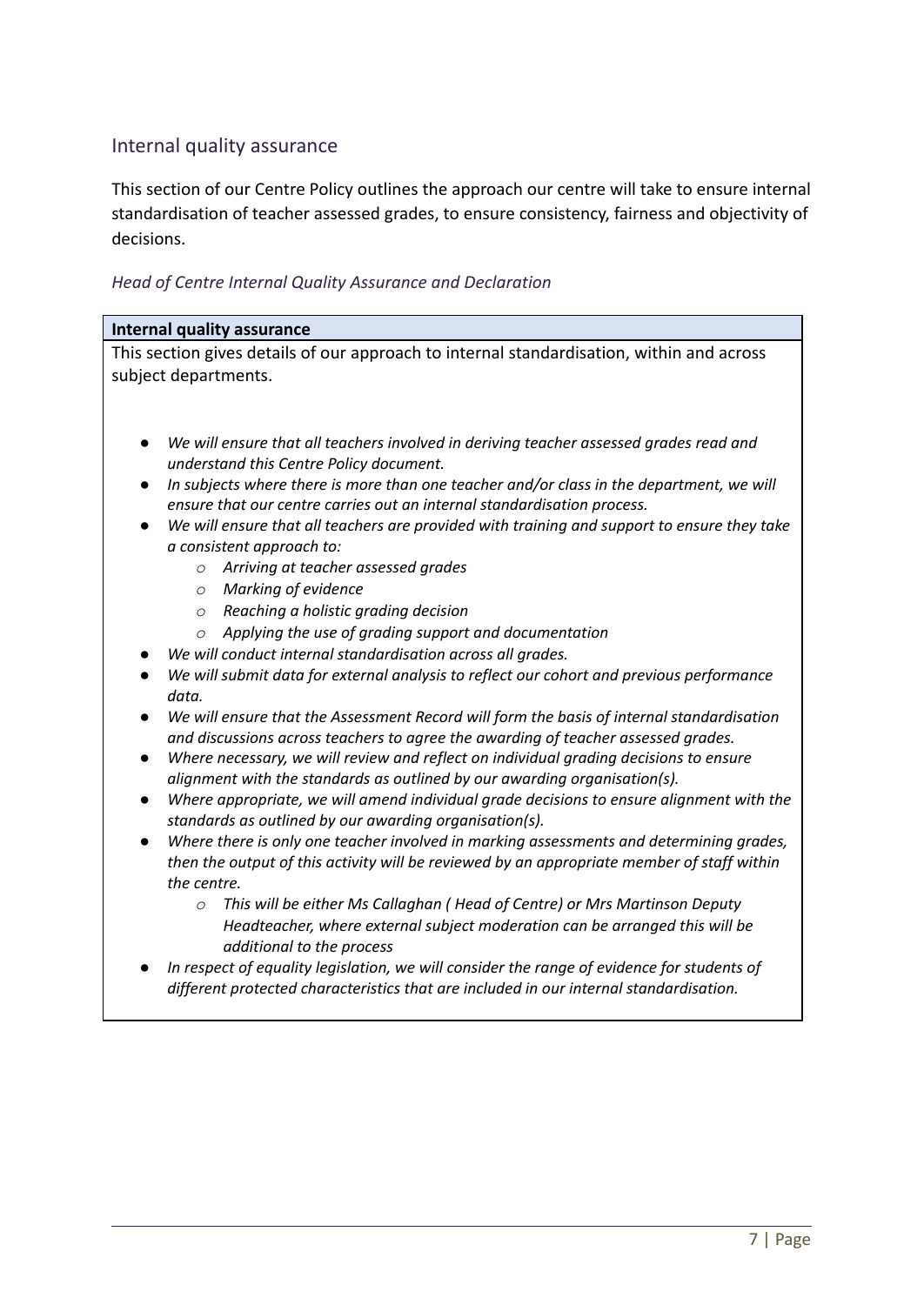## Internal quality assurance

This section of our Centre Policy outlines the approach our centre will take to ensure internal standardisation of teacher assessed grades, to ensure consistency, fairness and objectivity of decisions.

*Head of Centre Internal Quality Assurance and Declaration*

**Internal quality assurance**

This section gives details of our approach to internal standardisation, within and across subject departments.

- *We will ensure that all teachers involved in deriving teacher assessed grades read and understand this Centre Policy document.*
- *In subjects where there is more than one teacher and/or class in the department, we will ensure that our centre carries out an internal standardisation process.*
- *We will ensure that all teachers are provided with training and support to ensure they take a consistent approach to:*
  - *Arriving at teacher assessed grades*
  - *Marking of evidence*
  - *Reaching a holistic grading decision*
  - *Applying the use of grading support and documentation*
- *We will conduct internal standardisation across all grades.*
- *We will submit data for external analysis to reflect our cohort and previous performance data.*
- *We will ensure that the Assessment Record will form the basis of internal standardisation and discussions across teachers to agree the awarding of teacher assessed grades.*
- *Where necessary, we will review and reflect on individual grading decisions to ensure alignment with the standards as outlined by our awarding organisation(s).*
- *Where appropriate, we will amend individual grade decisions to ensure alignment with the standards as outlined by our awarding organisation(s).*
- *Where there is only one teacher involved in marking assessments and determining grades, then the output of this activity will be reviewed by an appropriate member of staff within the centre.*
  - *This will be either Ms Callaghan ( Head of Centre) or Mrs Martinson Deputy Headteacher, where external subject moderation can be arranged this will be additional to the process*
- *In respect of equality legislation, we will consider the range of evidence for students of different protected characteristics that are included in our internal standardisation.*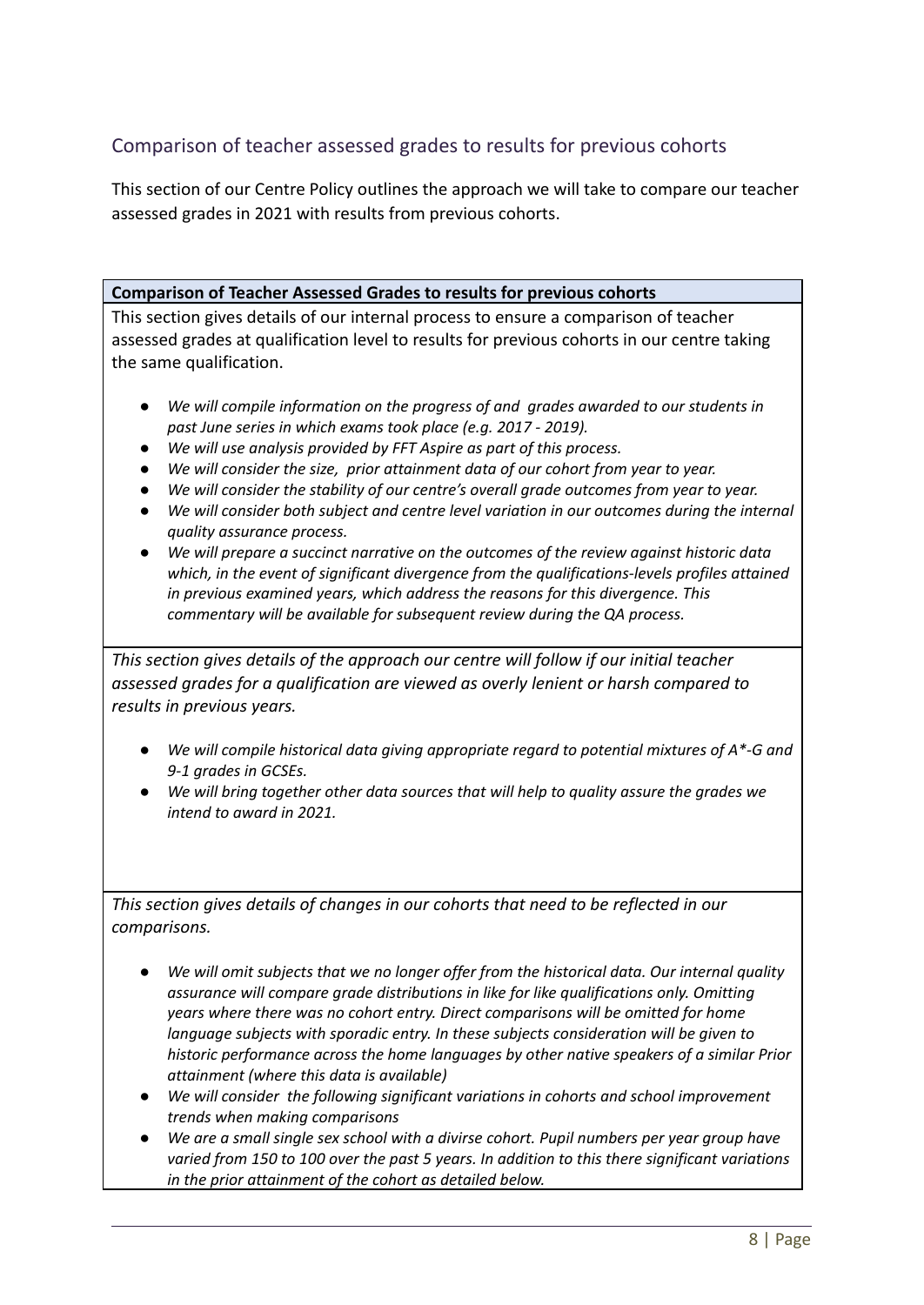## Comparison of teacher assessed grades to results for previous cohorts

This section of our Centre Policy outlines the approach we will take to compare our teacher assessed grades in 2021 with results from previous cohorts.

| **Comparison of Teacher Assessed Grades to results for previous cohorts** |
|---|
| This section gives details of our internal process to ensure a comparison of teacher assessed grades at qualification level to results for previous cohorts in our centre taking the same qualification.<br><br>● *We will compile information on the progress of and grades awarded to our students in past June series in which exams took place (e.g. 2017 - 2019).*<br>● *We will use analysis provided by FFT Aspire as part of this process.*<br>● *We will consider the size, prior attainment data of our cohort from year to year.*<br>● *We will consider the stability of our centre's overall grade outcomes from year to year.*<br>● *We will consider both subject and centre level variation in our outcomes during the internal quality assurance process.*<br>● *We will prepare a succinct narrative on the outcomes of the review against historic data which, in the event of significant divergence from the qualifications-levels profiles attained in previous examined years, which address the reasons for this divergence. This commentary will be available for subsequent review during the QA process.* |
| *This section gives details of the approach our centre will follow if our initial teacher assessed grades for a qualification are viewed as overly lenient or harsh compared to results in previous years.*<br><br>● *We will compile historical data giving appropriate regard to potential mixtures of A*-G and 9-1 grades in GCSEs.*<br>● *We will bring together other data sources that will help to quality assure the grades we intend to award in 2021.* |
| *This section gives details of changes in our cohorts that need to be reflected in our comparisons.*<br><br>● *We will omit subjects that we no longer offer from the historical data. Our internal quality assurance will compare grade distributions in like for like qualifications only. Omitting years where there was no cohort entry. Direct comparisons will be omitted for home language subjects with sporadic entry. In these subjects consideration will be given to historic performance across the home languages by other native speakers of a similar Prior attainment (where this data is available)*<br>● *We will consider the following significant variations in cohorts and school improvement trends when making comparisons*<br>● *We are a small single sex school with a divirse cohort. Pupil numbers per year group have varied from 150 to 100 over the past 5 years. In addition to this there significant variations in the prior attainment of the cohort as detailed below.* |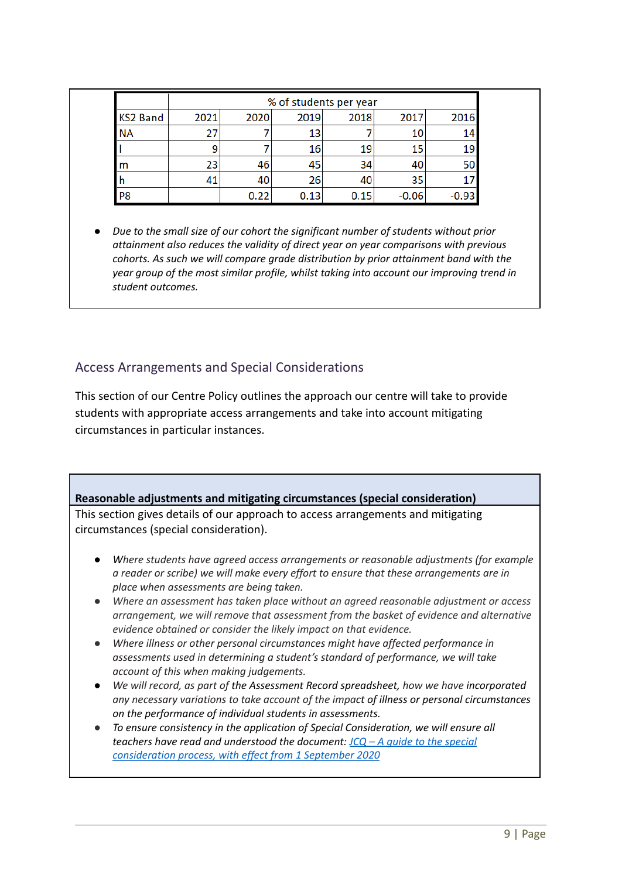| | % of students per year | | | | | |
|---|---|---|---|---|---|---|
| KS2 Band | 2021 | 2020 | 2019 | 2018 | 2017 | 2016 |
| NA | 27 | 7 | 13 | 7 | 10 | 14 |
| l | 9 | 7 | 16 | 19 | 15 | 19 |
| m | 23 | 46 | 45 | 34 | 40 | 50 |
| h | 41 | 40 | 26 | 40 | 35 | 17 |
| P8 | | 0.22 | 0.13 | 0.15 | -0.06 | -0.93 |

- *Due to the small size of our cohort the significant number of students without prior attainment also reduces the validity of direct year on year comparisons with previous cohorts. As such we will compare grade distribution by prior attainment band with the year group of the most similar profile, whilst taking into account our improving trend in student outcomes.*

## Access Arrangements and Special Considerations

This section of our Centre Policy outlines the approach our centre will take to provide students with appropriate access arrangements and take into account mitigating circumstances in particular instances.

**Reasonable adjustments and mitigating circumstances (special consideration)**

This section gives details of our approach to access arrangements and mitigating circumstances (special consideration).

- *Where students have agreed access arrangements or reasonable adjustments (for example a reader or scribe) we will make every effort to ensure that these arrangements are in place when assessments are being taken.*
- *Where an assessment has taken place without an agreed reasonable adjustment or access arrangement, we will remove that assessment from the basket of evidence and alternative evidence obtained or consider the likely impact on that evidence.*
- *Where illness or other personal circumstances might have affected performance in assessments used in determining a student's standard of performance, we will take account of this when making judgements.*
- *We will record, as part of the Assessment Record spreadsheet, how we have incorporated any necessary variations to take account of the impact of illness or personal circumstances on the performance of individual students in assessments.*
- *To ensure consistency in the application of Special Consideration, we will ensure all teachers have read and understood the document: JCQ – A guide to the special consideration process, with effect from 1 September 2020*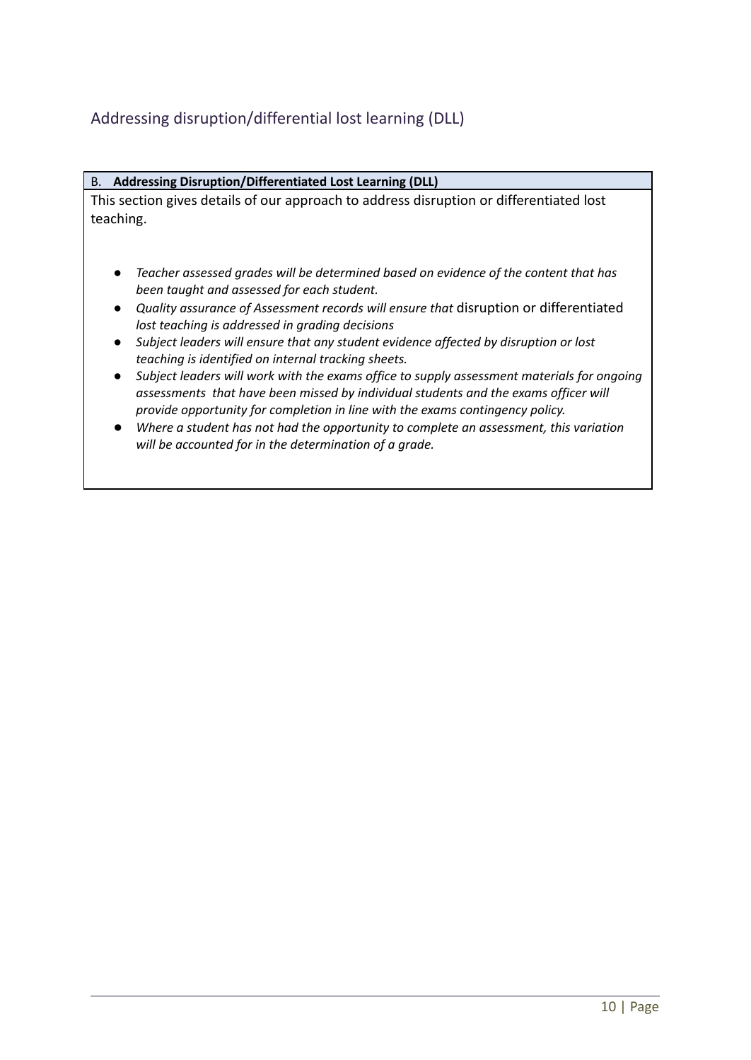## Addressing disruption/differential lost learning (DLL)

**B. Addressing Disruption/Differentiated Lost Learning (DLL)**

This section gives details of our approach to address disruption or differentiated lost teaching.

- *Teacher assessed grades will be determined based on evidence of the content that has been taught and assessed for each student.*
- *Quality assurance of Assessment records will ensure that* disruption or differentiated *lost teaching is addressed in grading decisions*
- *Subject leaders will ensure that any student evidence affected by disruption or lost teaching is identified on internal tracking sheets.*
- *Subject leaders will work with the exams office to supply assessment materials for ongoing assessments that have been missed by individual students and the exams officer will provide opportunity for completion in line with the exams contingency policy.*
- *Where a student has not had the opportunity to complete an assessment, this variation will be accounted for in the determination of a grade.*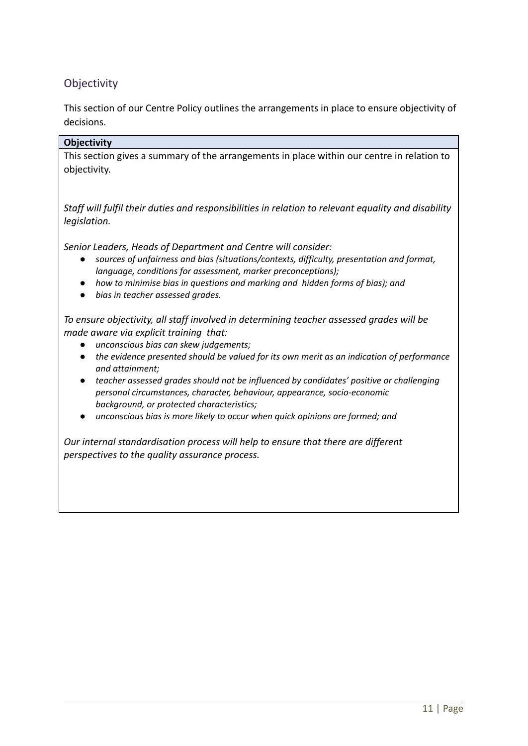## Objectivity

This section of our Centre Policy outlines the arrangements in place to ensure objectivity of decisions.

| **Objectivity** |
| --- |
| This section gives a summary of the arrangements in place within our centre in relation to objectivity.<br><br>*Staff will fulfil their duties and responsibilities in relation to relevant equality and disability legislation.*<br><br>*Senior Leaders, Heads of Department and Centre will consider:*<br>● *sources of unfairness and bias (situations/contexts, difficulty, presentation and format, language, conditions for assessment, marker preconceptions);*<br>● *how to minimise bias in questions and marking and hidden forms of bias); and*<br>● *bias in teacher assessed grades.*<br><br>*To ensure objectivity, all staff involved in determining teacher assessed grades will be made aware via explicit training that:*<br>● *unconscious bias can skew judgements;*<br>● *the evidence presented should be valued for its own merit as an indication of performance and attainment;*<br>● *teacher assessed grades should not be influenced by candidates' positive or challenging personal circumstances, character, behaviour, appearance, socio-economic background, or protected characteristics;*<br>● *unconscious bias is more likely to occur when quick opinions are formed; and*<br><br>*Our internal standardisation process will help to ensure that there are different perspectives to the quality assurance process.* |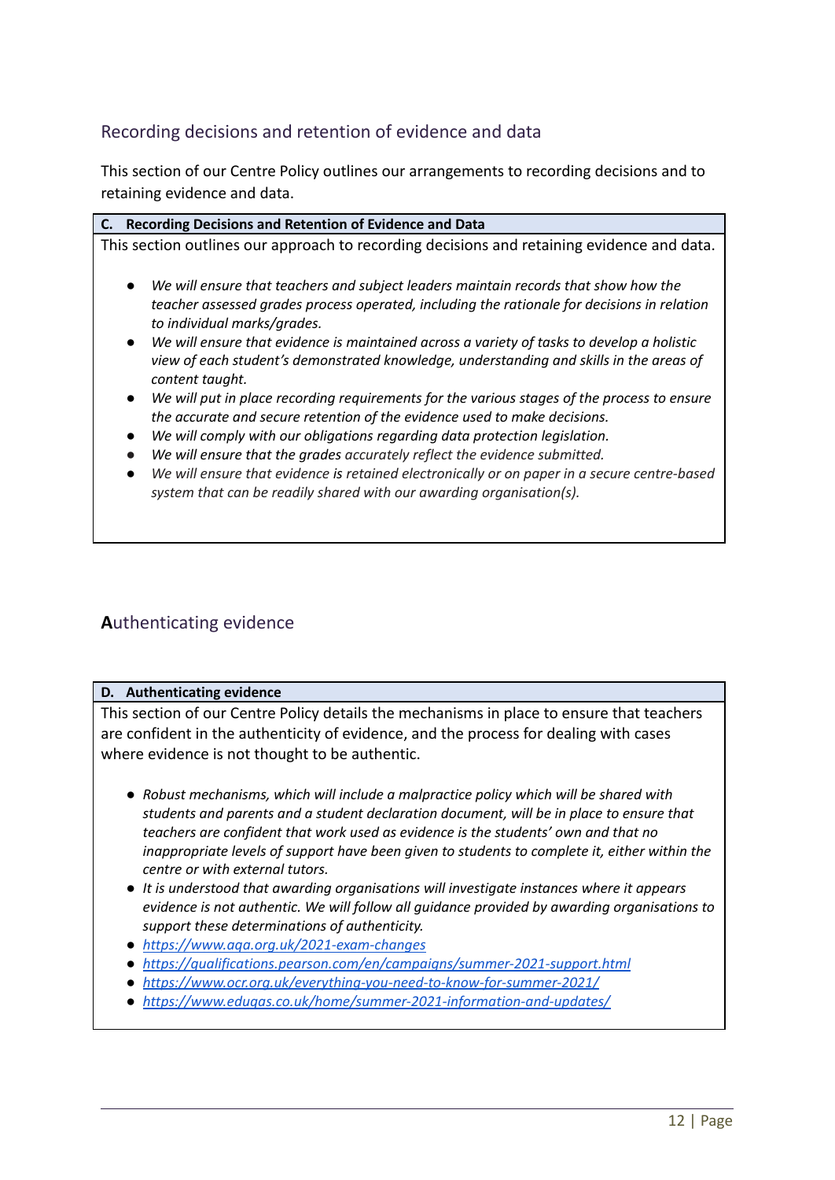## Recording decisions and retention of evidence and data

This section of our Centre Policy outlines our arrangements to recording decisions and to retaining evidence and data.

**C. Recording Decisions and Retention of Evidence and Data**

This section outlines our approach to recording decisions and retaining evidence and data.

- *We will ensure that teachers and subject leaders maintain records that show how the teacher assessed grades process operated, including the rationale for decisions in relation to individual marks/grades.*
- *We will ensure that evidence is maintained across a variety of tasks to develop a holistic view of each student's demonstrated knowledge, understanding and skills in the areas of content taught.*
- *We will put in place recording requirements for the various stages of the process to ensure the accurate and secure retention of the evidence used to make decisions.*
- *We will comply with our obligations regarding data protection legislation.*
- *We will ensure that the grades accurately reflect the evidence submitted.*
- *We will ensure that evidence is retained electronically or on paper in a secure centre-based system that can be readily shared with our awarding organisation(s).*

## Authenticating evidence

**D. Authenticating evidence**

This section of our Centre Policy details the mechanisms in place to ensure that teachers are confident in the authenticity of evidence, and the process for dealing with cases where evidence is not thought to be authentic.

- *Robust mechanisms, which will include a malpractice policy which will be shared with students and parents and a student declaration document, will be in place to ensure that teachers are confident that work used as evidence is the students' own and that no inappropriate levels of support have been given to students to complete it, either within the centre or with external tutors.*
- *It is understood that awarding organisations will investigate instances where it appears evidence is not authentic. We will follow all guidance provided by awarding organisations to support these determinations of authenticity.*
- *https://www.aqa.org.uk/2021-exam-changes*
- *https://qualifications.pearson.com/en/campaigns/summer-2021-support.html*
- *https://www.ocr.org.uk/everything-you-need-to-know-for-summer-2021/*
- *https://www.eduqas.co.uk/home/summer-2021-information-and-updates/*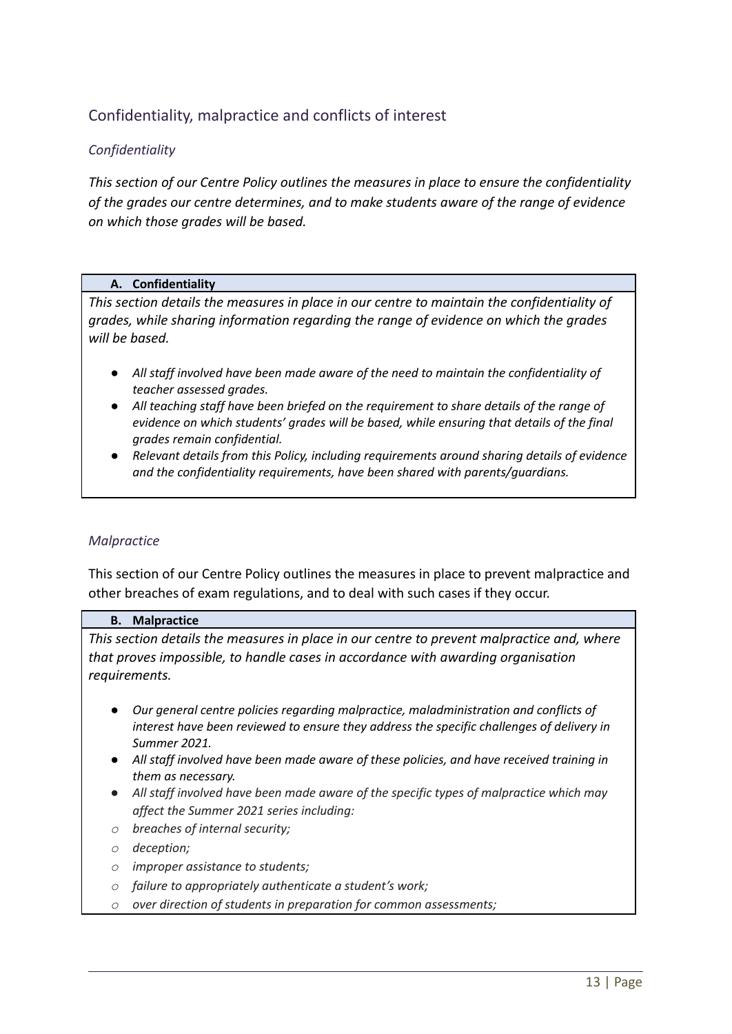## Confidentiality, malpractice and conflicts of interest

### *Confidentiality*

*This section of our Centre Policy outlines the measures in place to ensure the confidentiality of the grades our centre determines, and to make students aware of the range of evidence on which those grades will be based.*

| **A. Confidentiality** |
|---|
| *This section details the measures in place in our centre to maintain the confidentiality of grades, while sharing information regarding the range of evidence on which the grades will be based.*<br><br>● *All staff involved have been made aware of the need to maintain the confidentiality of teacher assessed grades.*<br>● *All teaching staff have been briefed on the requirement to share details of the range of evidence on which students' grades will be based, while ensuring that details of the final grades remain confidential.*<br>● *Relevant details from this Policy, including requirements around sharing details of evidence and the confidentiality requirements, have been shared with parents/guardians.* |

### *Malpractice*

This section of our Centre Policy outlines the measures in place to prevent malpractice and other breaches of exam regulations, and to deal with such cases if they occur.

| **B. Malpractice** |
|---|
| *This section details the measures in place in our centre to prevent malpractice and, where that proves impossible, to handle cases in accordance with awarding organisation requirements.*<br><br>● *Our general centre policies regarding malpractice, maladministration and conflicts of interest have been reviewed to ensure they address the specific challenges of delivery in Summer 2021.*<br>● *All staff involved have been made aware of these policies, and have received training in them as necessary.*<br>● *All staff involved have been made aware of the specific types of malpractice which may affect the Summer 2021 series including:*<br>○ *breaches of internal security;*<br>○ *deception;*<br>○ *improper assistance to students;*<br>○ *failure to appropriately authenticate a student's work;*<br>○ *over direction of students in preparation for common assessments;* |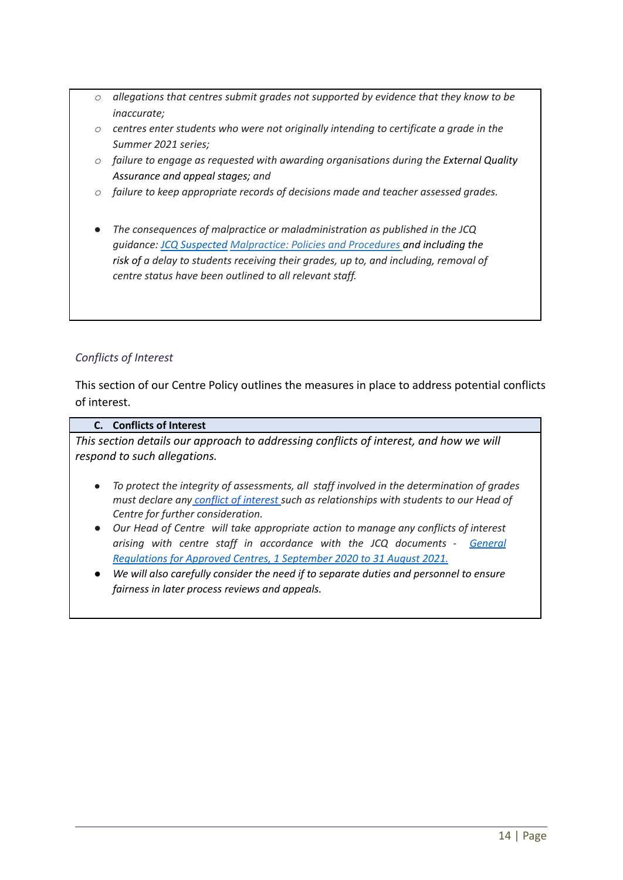- *allegations that centres submit grades not supported by evidence that they know to be inaccurate;*
- *centres enter students who were not originally intending to certificate a grade in the Summer 2021 series;*
- *failure to engage as requested with awarding organisations during the* External Quality *Assurance and appeal stages; and*
- *failure to keep appropriate records of decisions made and teacher assessed grades.*

- *The consequences of malpractice or maladministration as published in the JCQ guidance: JCQ Suspected Malpractice: Policies and Procedures and including the risk of a delay to students receiving their grades, up to, and including, removal of centre status have been outlined to all relevant staff.*

*Conflicts of Interest*

This section of our Centre Policy outlines the measures in place to address potential conflicts of interest.

**C. Conflicts of Interest**

*This section details our approach to addressing conflicts of interest, and how we will respond to such allegations.*

- *To protect the integrity of assessments, all staff involved in the determination of grades must declare any conflict of interest such as relationships with students to our Head of Centre for further consideration.*
- *Our Head of Centre will take appropriate action to manage any conflicts of interest arising with centre staff in accordance with the JCQ documents - General Regulations for Approved Centres, 1 September 2020 to 31 August 2021.*
- *We will also carefully consider the need if to separate duties and personnel to ensure fairness in later process reviews and appeals.*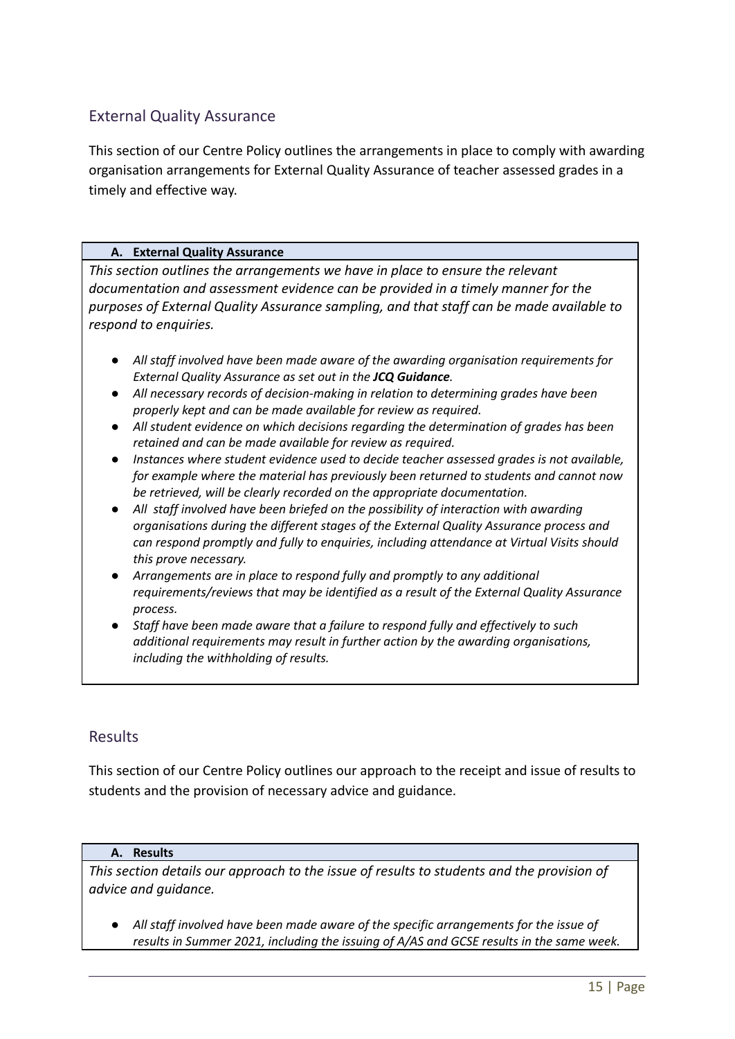## External Quality Assurance

This section of our Centre Policy outlines the arrangements in place to comply with awarding organisation arrangements for External Quality Assurance of teacher assessed grades in a timely and effective way.

### A. External Quality Assurance

*This section outlines the arrangements we have in place to ensure the relevant documentation and assessment evidence can be provided in a timely manner for the purposes of External Quality Assurance sampling, and that staff can be made available to respond to enquiries.*

- *All staff involved have been made aware of the awarding organisation requirements for External Quality Assurance as set out in the **JCQ Guidance**.*
- *All necessary records of decision-making in relation to determining grades have been properly kept and can be made available for review as required.*
- *All student evidence on which decisions regarding the determination of grades has been retained and can be made available for review as required.*
- *Instances where student evidence used to decide teacher assessed grades is not available, for example where the material has previously been returned to students and cannot now be retrieved, will be clearly recorded on the appropriate documentation.*
- *All staff involved have been briefed on the possibility of interaction with awarding organisations during the different stages of the External Quality Assurance process and can respond promptly and fully to enquiries, including attendance at Virtual Visits should this prove necessary.*
- *Arrangements are in place to respond fully and promptly to any additional requirements/reviews that may be identified as a result of the External Quality Assurance process.*
- *Staff have been made aware that a failure to respond fully and effectively to such additional requirements may result in further action by the awarding organisations, including the withholding of results.*

## Results

This section of our Centre Policy outlines our approach to the receipt and issue of results to students and the provision of necessary advice and guidance.

### A. Results

*This section details our approach to the issue of results to students and the provision of advice and guidance.*

- *All staff involved have been made aware of the specific arrangements for the issue of results in Summer 2021, including the issuing of A/AS and GCSE results in the same week.*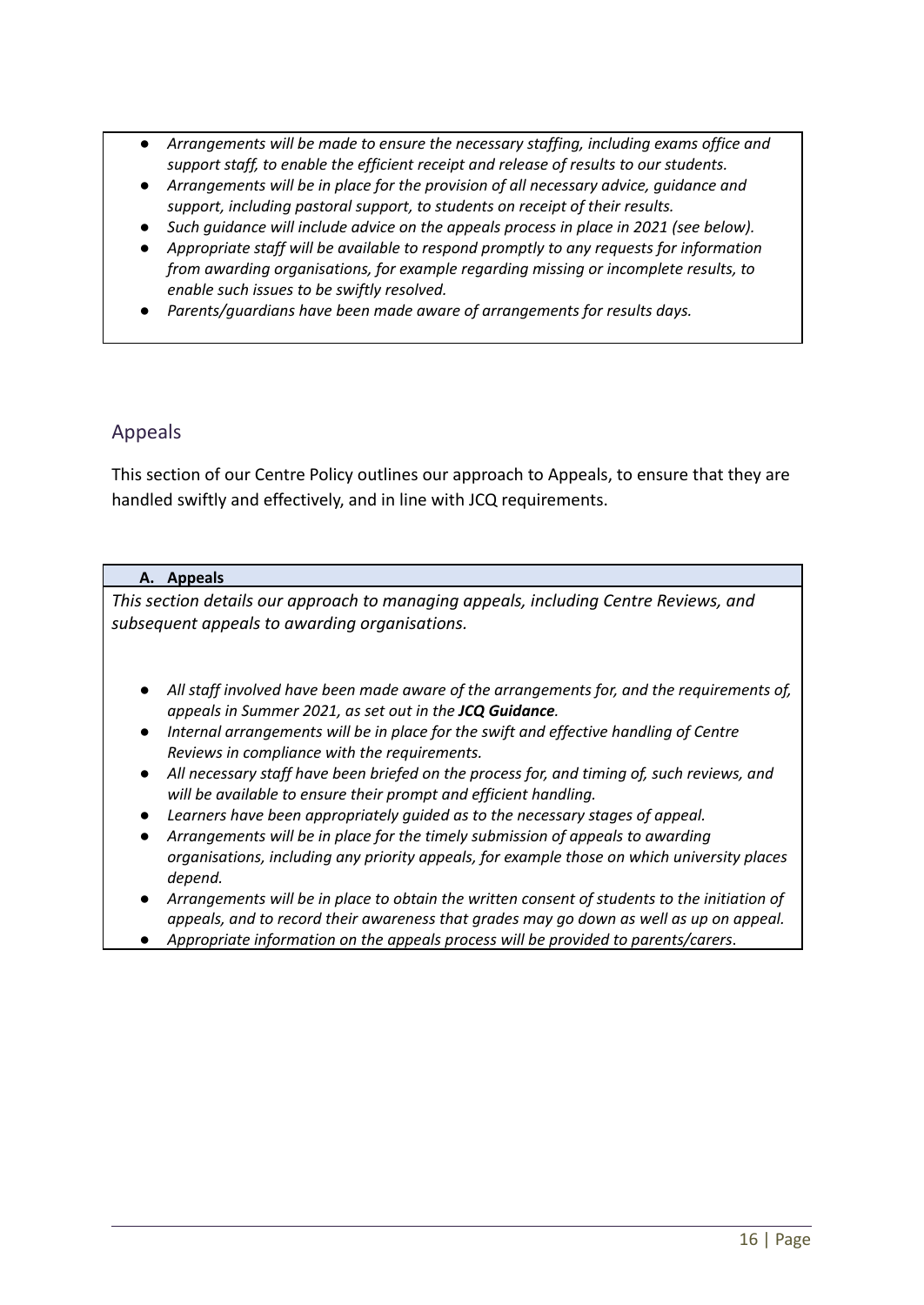- *Arrangements will be made to ensure the necessary staffing, including exams office and support staff, to enable the efficient receipt and release of results to our students.*
- *Arrangements will be in place for the provision of all necessary advice, guidance and support, including pastoral support, to students on receipt of their results.*
- *Such guidance will include advice on the appeals process in place in 2021 (see below).*
- *Appropriate staff will be available to respond promptly to any requests for information from awarding organisations, for example regarding missing or incomplete results, to enable such issues to be swiftly resolved.*
- *Parents/guardians have been made aware of arrangements for results days.*

## Appeals

This section of our Centre Policy outlines our approach to Appeals, to ensure that they are handled swiftly and effectively, and in line with JCQ requirements.

### A. Appeals

*This section details our approach to managing appeals, including Centre Reviews, and subsequent appeals to awarding organisations.*

- *All staff involved have been made aware of the arrangements for, and the requirements of, appeals in Summer 2021, as set out in the **JCQ Guidance**.*
- *Internal arrangements will be in place for the swift and effective handling of Centre Reviews in compliance with the requirements.*
- *All necessary staff have been briefed on the process for, and timing of, such reviews, and will be available to ensure their prompt and efficient handling.*
- *Learners have been appropriately guided as to the necessary stages of appeal.*
- *Arrangements will be in place for the timely submission of appeals to awarding organisations, including any priority appeals, for example those on which university places depend.*
- *Arrangements will be in place to obtain the written consent of students to the initiation of appeals, and to record their awareness that grades may go down as well as up on appeal.*
- *Appropriate information on the appeals process will be provided to parents/carers*.